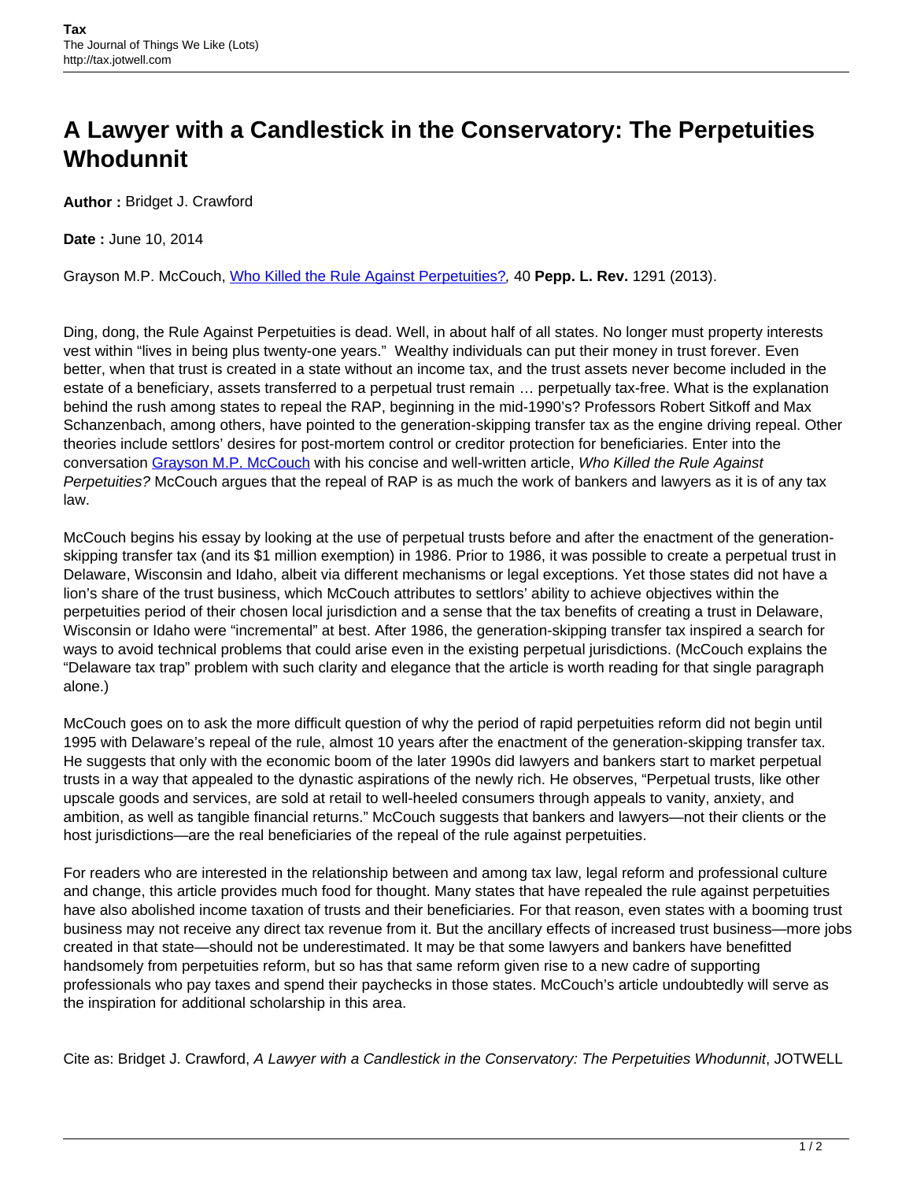# A Lawyer with a Candlestick in the Conservatory: The Perpetuities Whodunnit

**Author :** Bridget J. Crawford

**Date :** June 10, 2014

Grayson M.P. McCouch, Who Killed the Rule Against Perpetuities?, 40 **Pepp. L. Rev.** 1291 (2013).

Ding, dong, the Rule Against Perpetuities is dead. Well, in about half of all states. No longer must property interests vest within "lives in being plus twenty-one years." Wealthy individuals can put their money in trust forever. Even better, when that trust is created in a state without an income tax, and the trust assets never become included in the estate of a beneficiary, assets transferred to a perpetual trust remain … perpetually tax-free. What is the explanation behind the rush among states to repeal the RAP, beginning in the mid-1990's? Professors Robert Sitkoff and Max Schanzenbach, among others, have pointed to the generation-skipping transfer tax as the engine driving repeal. Other theories include settlors' desires for post-mortem control or creditor protection for beneficiaries. Enter into the conversation Grayson M.P. McCouch with his concise and well-written article, *Who Killed the Rule Against Perpetuities?* McCouch argues that the repeal of RAP is as much the work of bankers and lawyers as it is of any tax law.

McCouch begins his essay by looking at the use of perpetual trusts before and after the enactment of the generation-skipping transfer tax (and its $1 million exemption) in 1986. Prior to 1986, it was possible to create a perpetual trust in Delaware, Wisconsin and Idaho, albeit via different mechanisms or legal exceptions. Yet those states did not have a lion's share of the trust business, which McCouch attributes to settlors' ability to achieve objectives within the perpetuities period of their chosen local jurisdiction and a sense that the tax benefits of creating a trust in Delaware, Wisconsin or Idaho were "incremental" at best. After 1986, the generation-skipping transfer tax inspired a search for ways to avoid technical problems that could arise even in the existing perpetual jurisdictions. (McCouch explains the "Delaware tax trap" problem with such clarity and elegance that the article is worth reading for that single paragraph alone.)

McCouch goes on to ask the more difficult question of why the period of rapid perpetuities reform did not begin until 1995 with Delaware's repeal of the rule, almost 10 years after the enactment of the generation-skipping transfer tax. He suggests that only with the economic boom of the later 1990s did lawyers and bankers start to market perpetual trusts in a way that appealed to the dynastic aspirations of the newly rich. He observes, "Perpetual trusts, like other upscale goods and services, are sold at retail to well-heeled consumers through appeals to vanity, anxiety, and ambition, as well as tangible financial returns." McCouch suggests that bankers and lawyers—not their clients or the host jurisdictions—are the real beneficiaries of the repeal of the rule against perpetuities.

For readers who are interested in the relationship between and among tax law, legal reform and professional culture and change, this article provides much food for thought. Many states that have repealed the rule against perpetuities have also abolished income taxation of trusts and their beneficiaries. For that reason, even states with a booming trust business may not receive any direct tax revenue from it. But the ancillary effects of increased trust business—more jobs created in that state—should not be underestimated. It may be that some lawyers and bankers have benefitted handsomely from perpetuities reform, but so has that same reform given rise to a new cadre of supporting professionals who pay taxes and spend their paychecks in those states. McCouch's article undoubtedly will serve as the inspiration for additional scholarship in this area.

Cite as: Bridget J. Crawford, *A Lawyer with a Candlestick in the Conservatory: The Perpetuities Whodunnit*, JOTWELL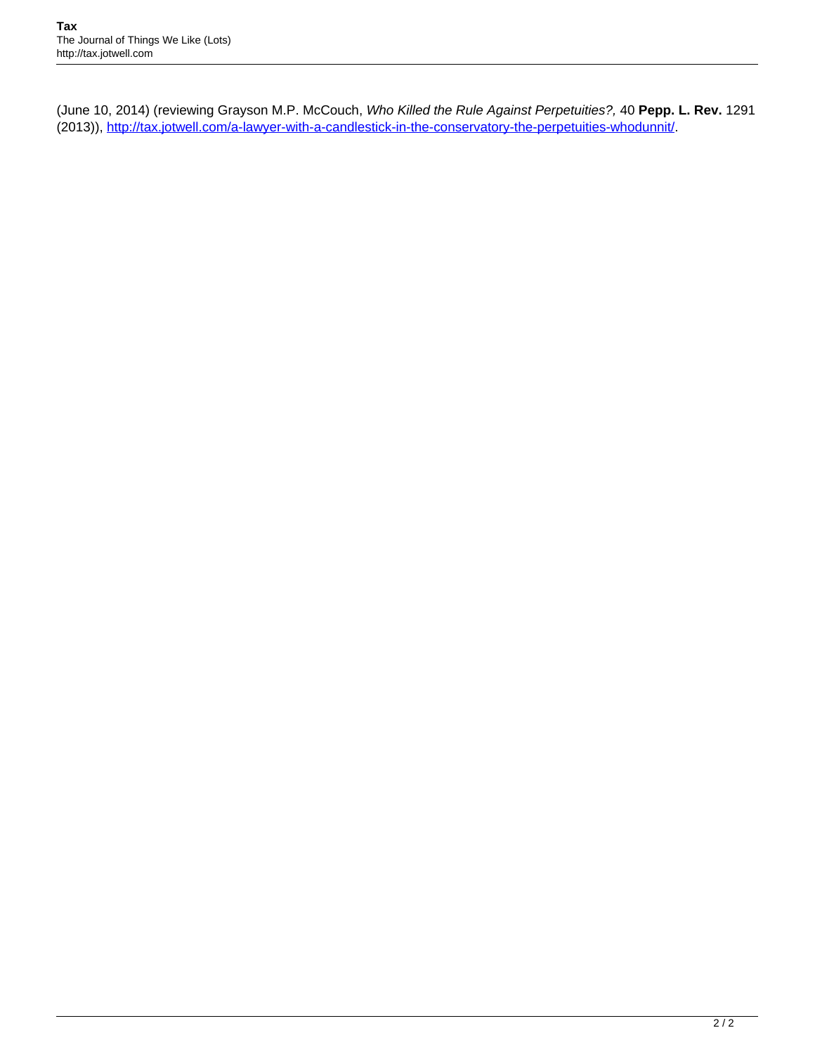(June 10, 2014) (reviewing Grayson M.P. McCouch, *Who Killed the Rule Against Perpetuities?,* 40 **Pepp. L. Rev.** 1291 (2013)), [http://tax.jotwell.com/a-lawyer-with-a-candlestick-in-the-conservatory-the-perpetuities-whodunnit/](http://tax.jotwell.com/a-lawyer-with-a-candlestick-in-the-conservatory-the-perpetuities-whodunnit/).